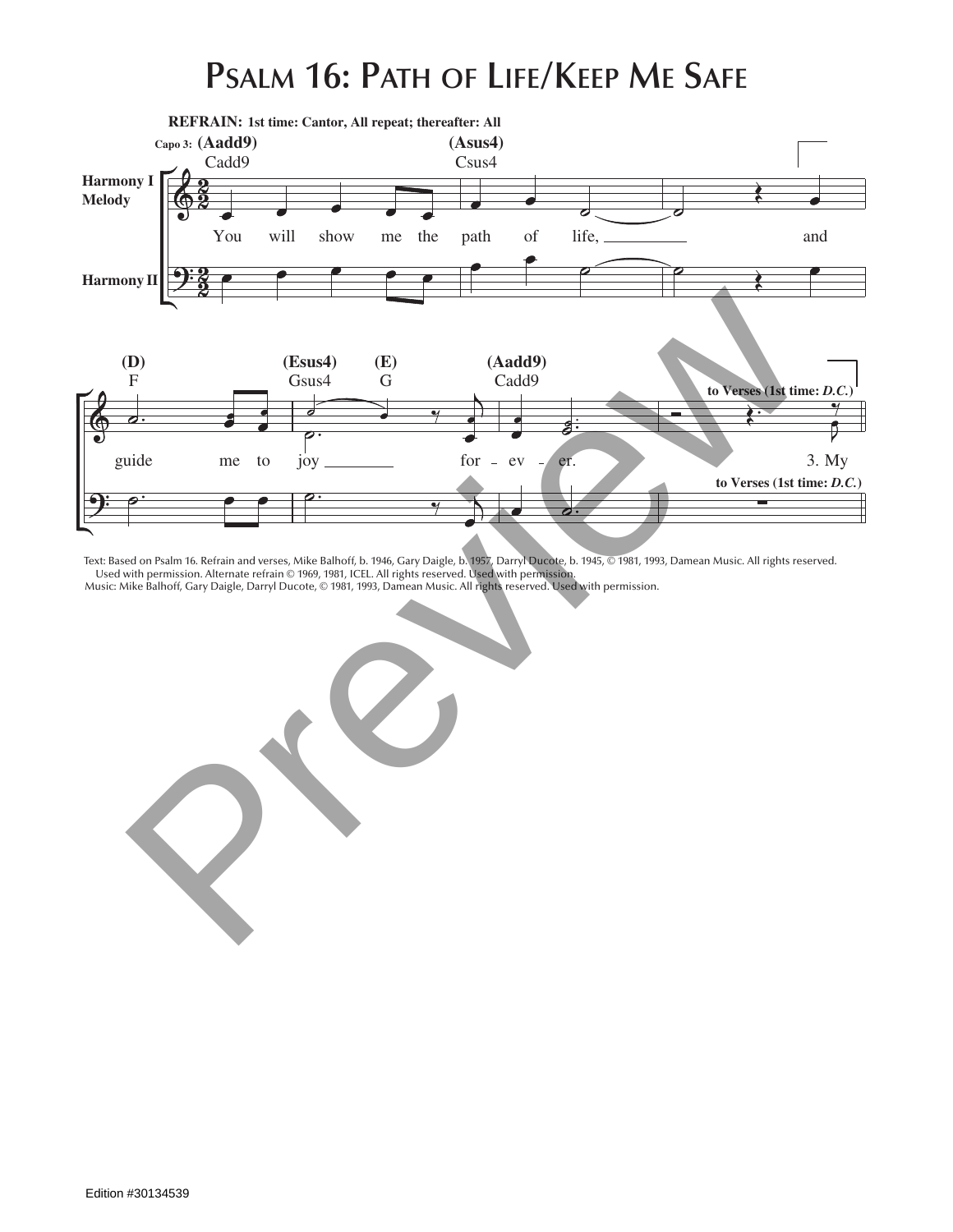# Psalm 16: Path of Life/Keep Me Safe

**REFRAIN: 1st time: Cantor, All repeat; thereafter: All**

Capo 3: (Aadd9) Cadd9 — (Asus4) Csus4

Harmony I / Melody; Harmony II

You will show me the path of life, and guide me to joy for - ev - er.

(D) F — (Esus4) Gsus4 — (E) G — (Aadd9) Cadd9

to Verses (1st time: *D.C.*)

3. My

Text: Based on Psalm 16. Refrain and verses, Mike Balhoff, b. 1946, Gary Daigle, b. 1957, Darryl Ducote, b. 1945, © 1981, 1993, Damean Music. All rights reserved. Used with permission. Alternate refrain © 1969, 1981, ICEL. All rights reserved. Used with permission.
Music: Mike Balhoff, Gary Daigle, Darryl Ducote, © 1981, 1993, Damean Music. All rights reserved. Used with permission.

Edition #30134539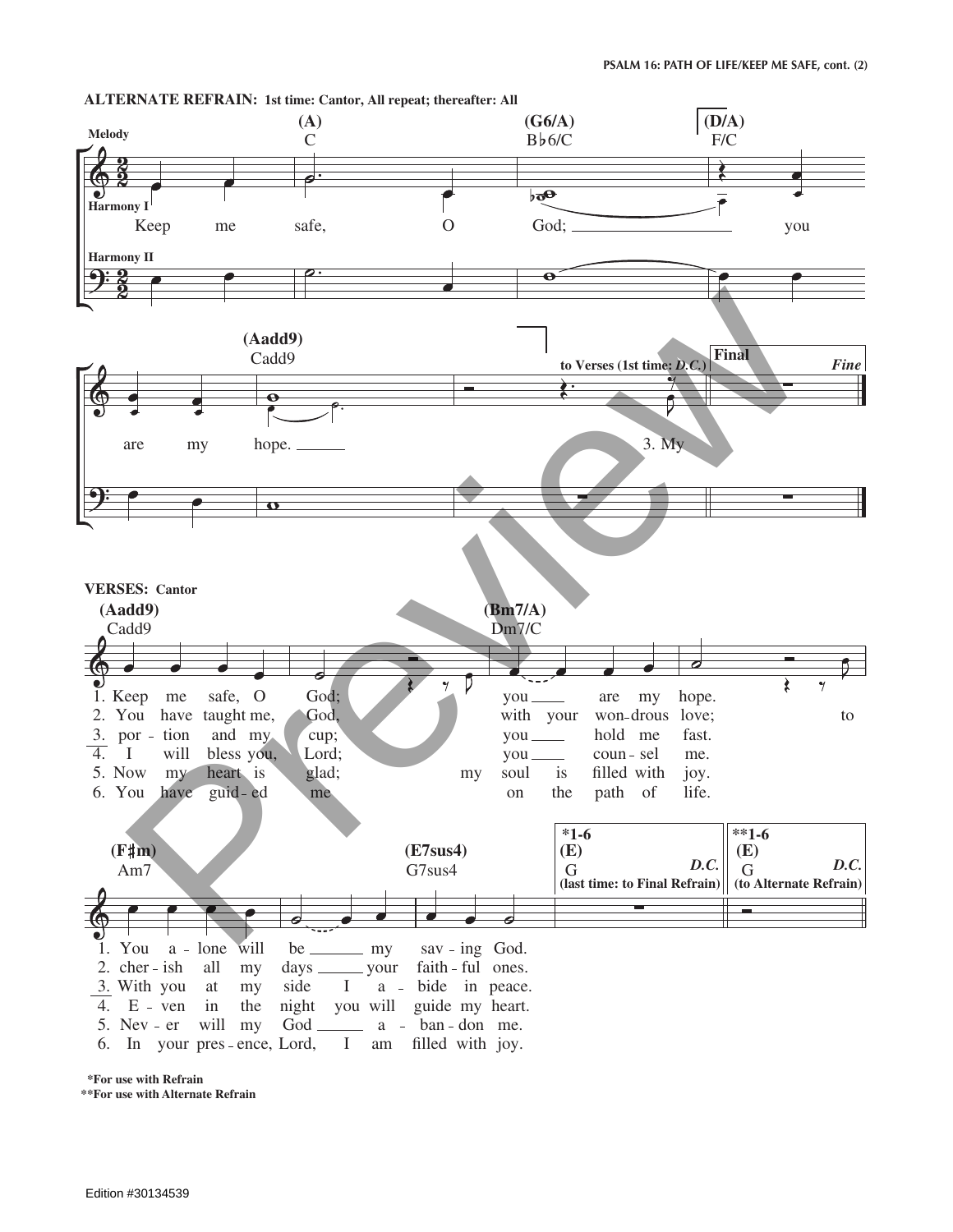**ALTERNATE REFRAIN: 1st time: Cantor, All repeat; thereafter: All**

Melody / Harmony I / Harmony II

(A) C — (G6/A) B♭6/C — (D/A) F/C — (Aadd9) Cadd9

Keep me safe, O God; you are my hope.

to Verses (1st time: *D.C.*)

3. My

**Final** *Fine*

**VERSES: Cantor**

(Aadd9) Cadd9 — (Bm7/A) Dm7/C

1. Keep me safe, O God; you are my hope.
2. You have taught me, God, with your won-drous love; to
3. por-tion and my cup; you hold me fast.
4. I will bless you, Lord; you coun-sel me.
5. Now my heart is glad; my soul is filled with joy.
6. You have guid-ed me on the path of life.

(F♯m) Am7 — (E7sus4) G7sus4

1. You a-lone will be my sav-ing God.
2. cher-ish all my days your faith-ful ones.
3. With you at my side I a-bide in peace.
4. E-ven in the night you will guide my heart.
5. Nev-er will my God a-ban-don me.
6. In your pres-ence, Lord, I am filled with joy.

*1-6 (E) G *D.C.* (last time: to Final Refrain)

**1-6 (E) G *D.C.* (to Alternate Refrain)

*For use with Refrain
**For use with Alternate Refrain

Edition #30134539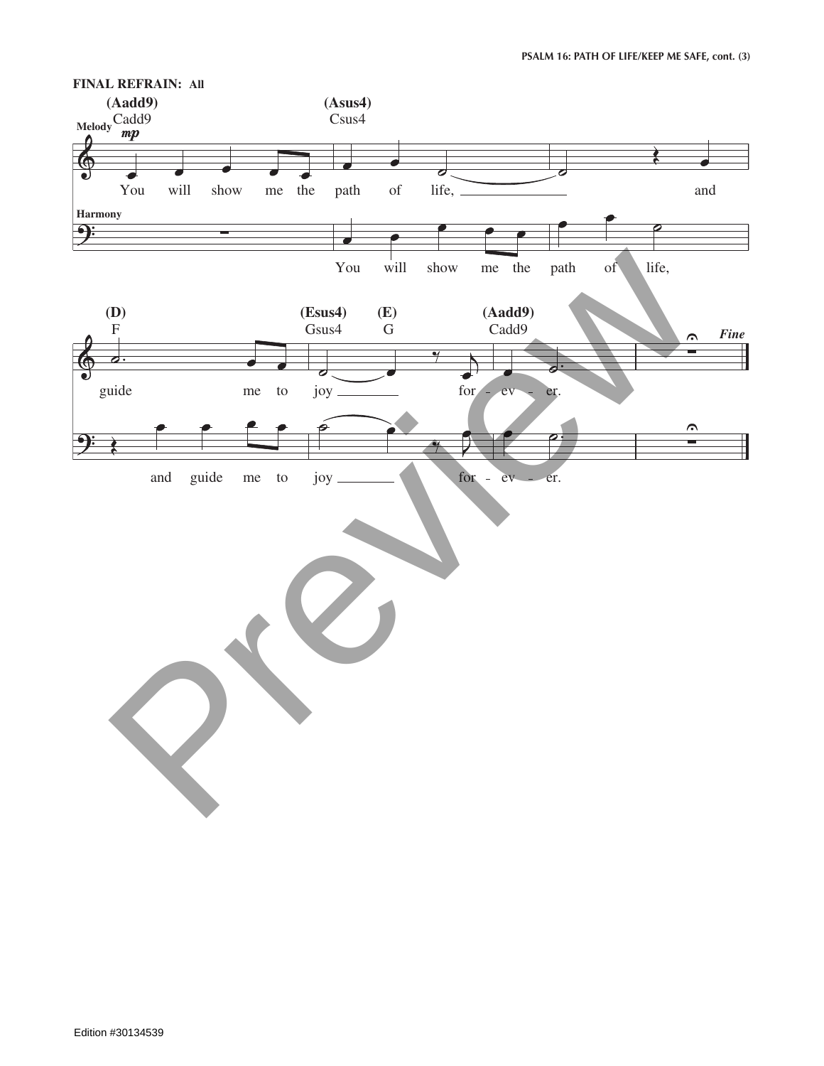**FINAL REFRAIN: All**

(Aadd9) Cadd9 — (Asus4) Csus4

Melody *mp*

You will show me the path of life, and

Harmony

You will show me the path of life,

(D) F — (Esus4) Gsus4 — (E) G — (Aadd9) Cadd9

guide me to joy for - ev - er.

*Fine*

and guide me to joy for - ev - er.